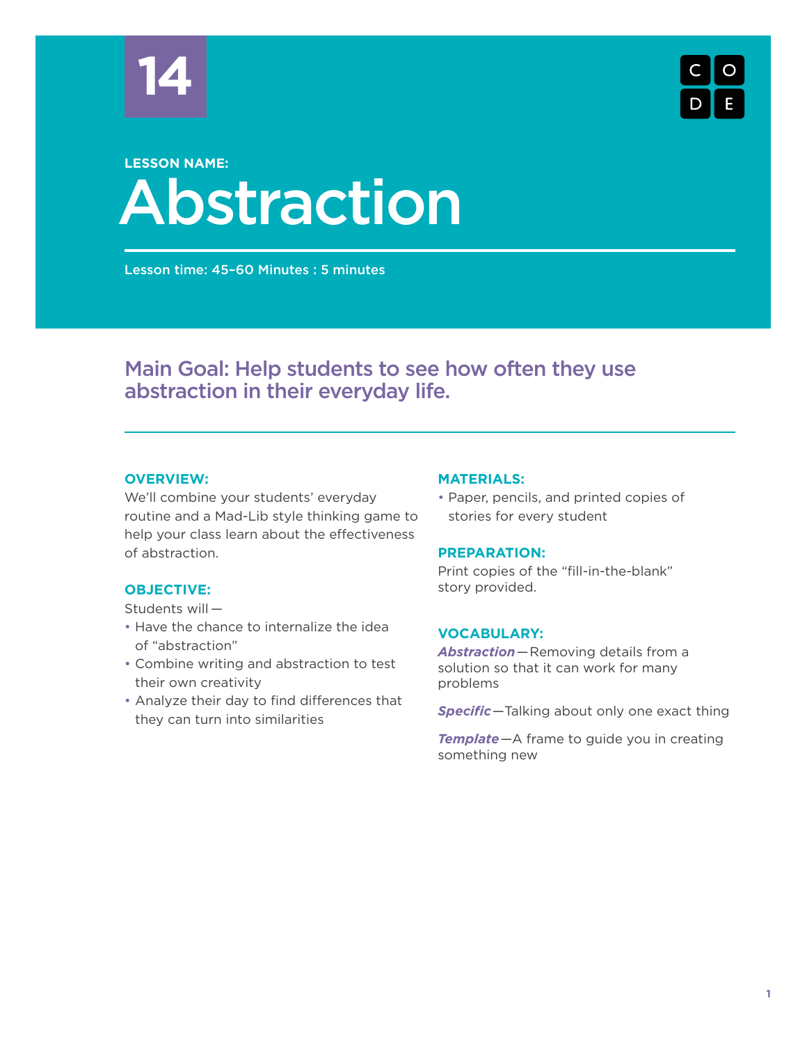14

**LESSON NAME:**

# Abstraction

Lesson time: 45–60 Minutes : 5 minutes

## Main Goal: Help students to see how often they use abstraction in their everyday life.

### OVERVIEW:

We'll combine your students' everyday routine and a Mad-Lib style thinking game to help your class learn about the effectiveness of abstraction.

### OBJECTIVE:

Students will—

- Have the chance to internalize the idea of "abstraction"
- Combine writing and abstraction to test their own creativity
- Analyze their day to find differences that they can turn into similarities

### MATERIALS:

- Paper, pencils, and printed copies of stories for every student

### PREPARATION:

Print copies of the "fill-in-the-blank" story provided.

### VOCABULARY:

***Abstraction***—Removing details from a solution so that it can work for many problems

***Specific***—Talking about only one exact thing

***Template***—A frame to guide you in creating something new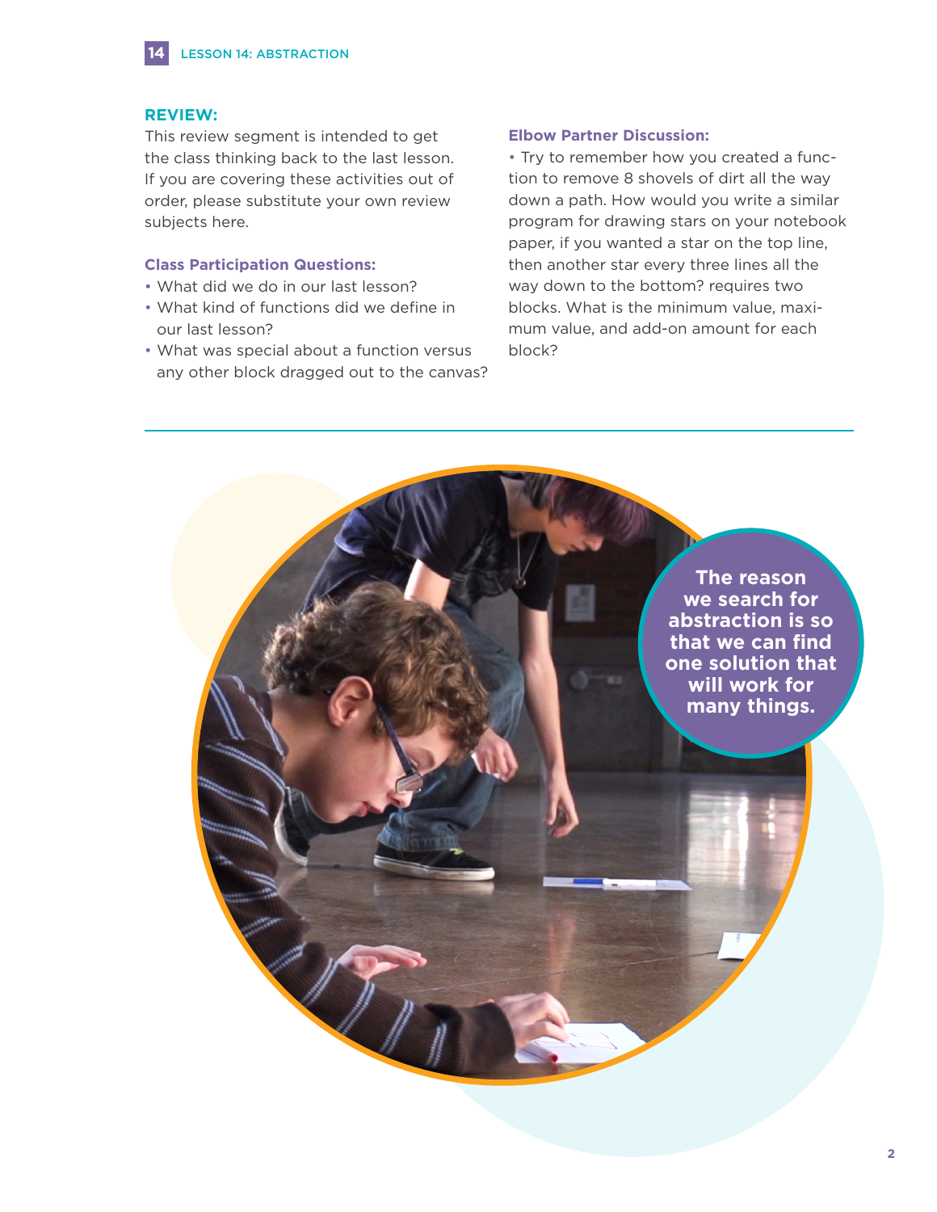## REVIEW:

This review segment is intended to get the class thinking back to the last lesson. If you are covering these activities out of order, please substitute your own review subjects here.

### Class Participation Questions:

- What did we do in our last lesson?
- What kind of functions did we define in our last lesson?
- What was special about a function versus any other block dragged out to the canvas?

### Elbow Partner Discussion:

- Try to remember how you created a function to remove 8 shovels of dirt all the way down a path. How would you write a similar program for drawing stars on your notebook paper, if you wanted a star on the top line, then another star every three lines all the way down to the bottom? requires two blocks. What is the minimum value, maximum value, and add-on amount for each block?

**The reason we search for abstraction is so that we can find one solution that will work for many things.**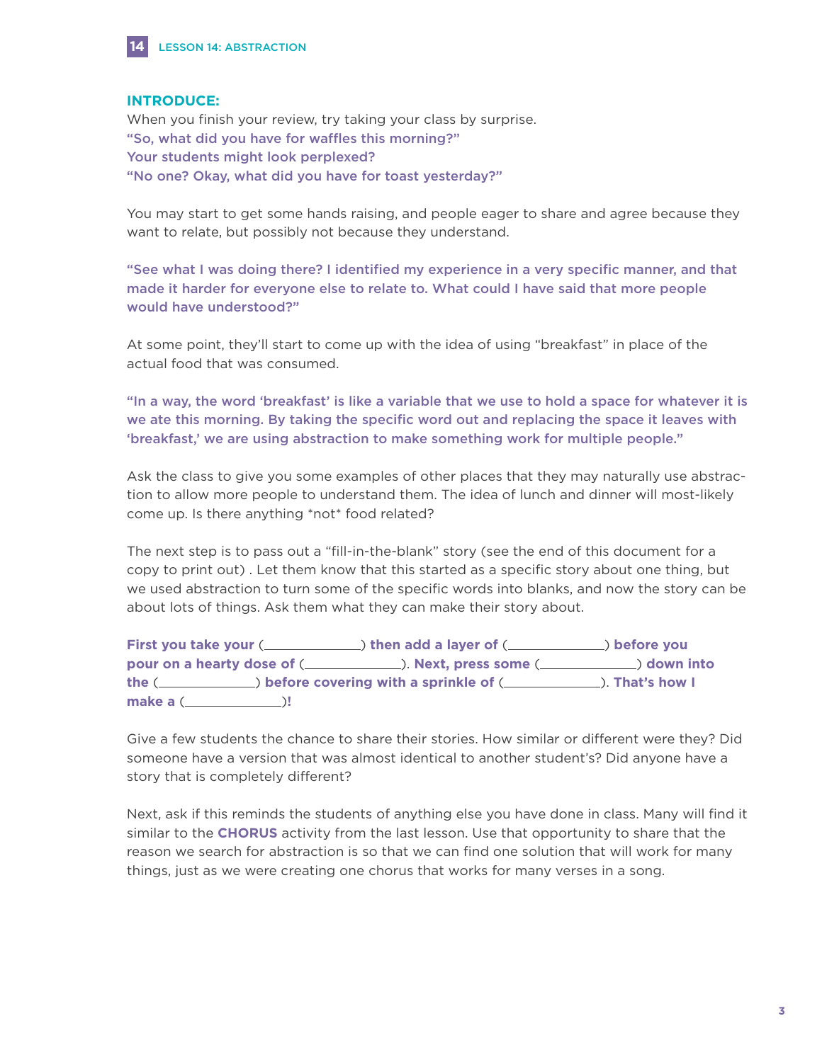## INTRODUCE:

When you finish your review, try taking your class by surprise.

**"So, what did you have for waffles this morning?"**

**Your students might look perplexed?**

**"No one? Okay, what did you have for toast yesterday?"**

You may start to get some hands raising, and people eager to share and agree because they want to relate, but possibly not because they understand.

**"See what I was doing there? I identified my experience in a very specific manner, and that made it harder for everyone else to relate to. What could I have said that more people would have understood?"**

At some point, they'll start to come up with the idea of using "breakfast" in place of the actual food that was consumed.

**"In a way, the word 'breakfast' is like a variable that we use to hold a space for whatever it is we ate this morning. By taking the specific word out and replacing the space it leaves with 'breakfast,' we are using abstraction to make something work for multiple people."**

Ask the class to give you some examples of other places that they may naturally use abstraction to allow more people to understand them. The idea of lunch and dinner will most-likely come up. Is there anything *not* food related?

The next step is to pass out a "fill-in-the-blank" story (see the end of this document for a copy to print out) . Let them know that this started as a specific story about one thing, but we used abstraction to turn some of the specific words into blanks, and now the story can be about lots of things. Ask them what they can make their story about.

**First you take your (\_\_\_\_\_\_\_\_\_\_\_\_\_\_) then add a layer of (\_\_\_\_\_\_\_\_\_\_\_\_\_\_) before you pour on a hearty dose of (\_\_\_\_\_\_\_\_\_\_\_\_\_\_). Next, press some (\_\_\_\_\_\_\_\_\_\_\_\_\_\_) down into the (\_\_\_\_\_\_\_\_\_\_\_\_\_\_) before covering with a sprinkle of (\_\_\_\_\_\_\_\_\_\_\_\_\_\_). That's how I make a (\_\_\_\_\_\_\_\_\_\_\_\_\_\_)!**

Give a few students the chance to share their stories. How similar or different were they? Did someone have a version that was almost identical to another student's? Did anyone have a story that is completely different?

Next, ask if this reminds the students of anything else you have done in class. Many will find it similar to the **CHORUS** activity from the last lesson. Use that opportunity to share that the reason we search for abstraction is so that we can find one solution that will work for many things, just as we were creating one chorus that works for many verses in a song.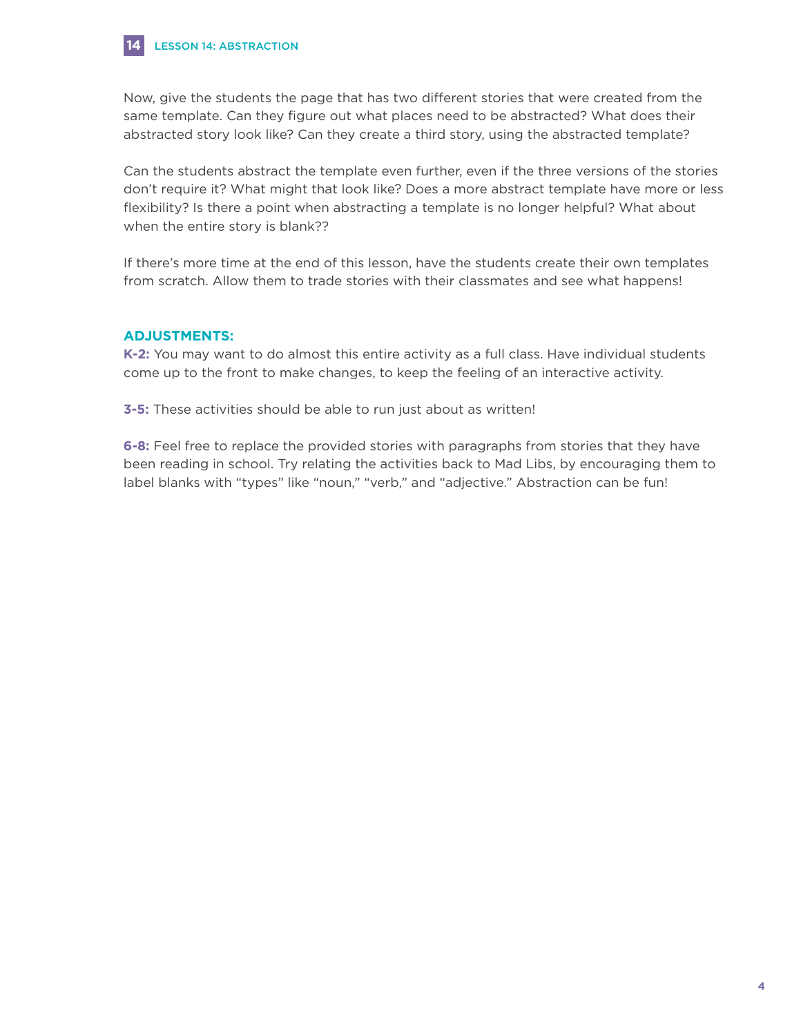Now, give the students the page that has two different stories that were created from the same template. Can they figure out what places need to be abstracted? What does their abstracted story look like? Can they create a third story, using the abstracted template?

Can the students abstract the template even further, even if the three versions of the stories don't require it? What might that look like? Does a more abstract template have more or less flexibility? Is there a point when abstracting a template is no longer helpful? What about when the entire story is blank??

If there's more time at the end of this lesson, have the students create their own templates from scratch. Allow them to trade stories with their classmates and see what happens!

### ADJUSTMENTS:

**K-2:** You may want to do almost this entire activity as a full class. Have individual students come up to the front to make changes, to keep the feeling of an interactive activity.

**3-5:** These activities should be able to run just about as written!

**6-8:** Feel free to replace the provided stories with paragraphs from stories that they have been reading in school. Try relating the activities back to Mad Libs, by encouraging them to label blanks with "types" like "noun," "verb," and "adjective." Abstraction can be fun!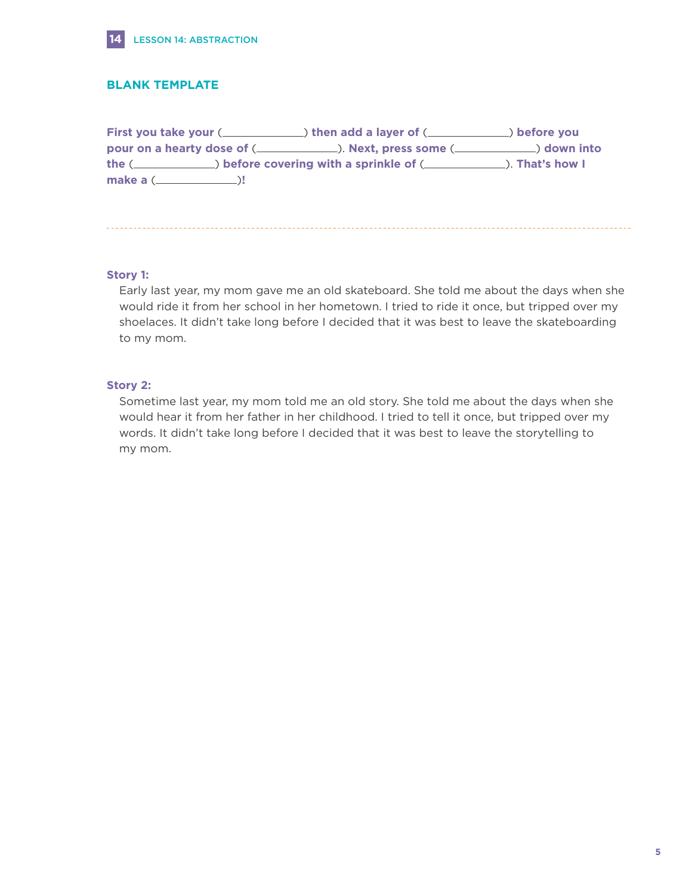**BLANK TEMPLATE**

**First you take your (\_\_\_\_\_\_\_\_\_\_\_\_\_\_) then add a layer of (\_\_\_\_\_\_\_\_\_\_\_\_\_\_) before you pour on a hearty dose of (\_\_\_\_\_\_\_\_\_\_\_\_\_\_). Next, press some (\_\_\_\_\_\_\_\_\_\_\_\_\_\_) down into the (\_\_\_\_\_\_\_\_\_\_\_\_\_\_) before covering with a sprinkle of (\_\_\_\_\_\_\_\_\_\_\_\_\_\_). That's how I make a (\_\_\_\_\_\_\_\_\_\_\_\_\_\_)!**

---

**Story 1:**

Early last year, my mom gave me an old skateboard. She told me about the days when she would ride it from her school in her hometown. I tried to ride it once, but tripped over my shoelaces. It didn't take long before I decided that it was best to leave the skateboarding to my mom.

**Story 2:**

Sometime last year, my mom told me an old story. She told me about the days when she would hear it from her father in her childhood. I tried to tell it once, but tripped over my words. It didn't take long before I decided that it was best to leave the storytelling to my mom.